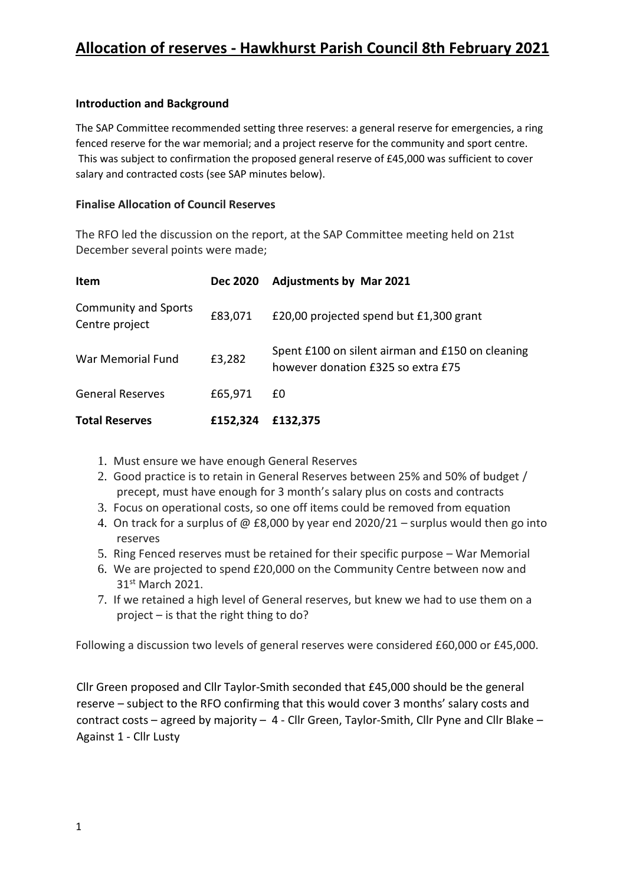# Allocation of reserves - Hawkhurst Parish Council 8th February 2021

**Introduction and Background**

The SAP Committee recommended setting three reserves: a general reserve for emergencies, a ring fenced reserve for the war memorial; and a project reserve for the community and sport centre. This was subject to confirmation the proposed general reserve of £45,000 was sufficient to cover salary and contracted costs (see SAP minutes below).

**Finalise Allocation of Council Reserves**

The RFO led the discussion on the report, at the SAP Committee meeting held on 21st December several points were made;

| Item | Dec 2020 | Adjustments by Mar 2021 |
|---|---|---|
| Community and Sports Centre project | £83,071 | £20,00 projected spend but £1,300 grant |
| War Memorial Fund | £3,282 | Spent £100 on silent airman and £150 on cleaning however donation £325 so extra £75 |
| General Reserves | £65,971 | £0 |
| **Total Reserves** | **£152,324** | **£132,375** |

1. Must ensure we have enough General Reserves
2. Good practice is to retain in General Reserves between 25% and 50% of budget / precept, must have enough for 3 month's salary plus on costs and contracts
3. Focus on operational costs, so one off items could be removed from equation
4. On track for a surplus of @ £8,000 by year end 2020/21 – surplus would then go into reserves
5. Ring Fenced reserves must be retained for their specific purpose – War Memorial
6. We are projected to spend £20,000 on the Community Centre between now and 31st March 2021.
7. If we retained a high level of General reserves, but knew we had to use them on a project – is that the right thing to do?

Following a discussion two levels of general reserves were considered £60,000 or £45,000.

Cllr Green proposed and Cllr Taylor-Smith seconded that £45,000 should be the general reserve – subject to the RFO confirming that this would cover 3 months' salary costs and contract costs – agreed by majority – 4 - Cllr Green, Taylor-Smith, Cllr Pyne and Cllr Blake – Against 1 - Cllr Lusty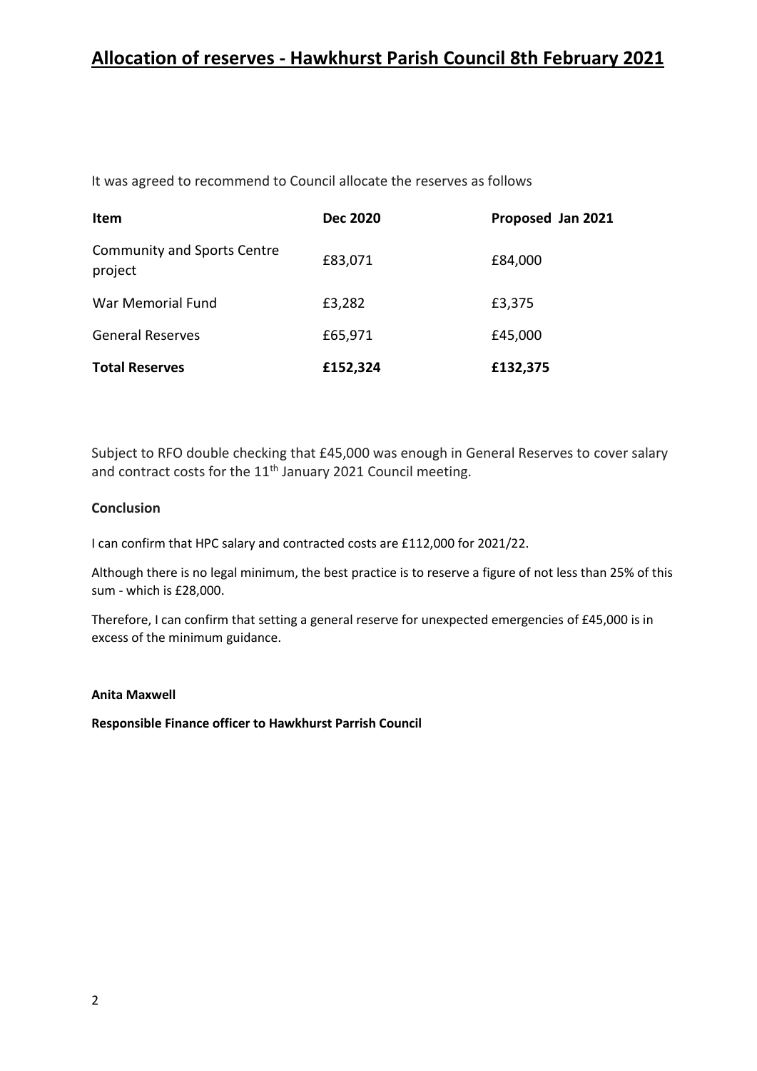# Allocation of reserves - Hawkhurst Parish Council 8th February 2021

It was agreed to recommend to Council allocate the reserves as follows

| Item | Dec 2020 | Proposed Jan 2021 |
|---|---|---|
| Community and Sports Centre project | £83,071 | £84,000 |
| War Memorial Fund | £3,282 | £3,375 |
| General Reserves | £65,971 | £45,000 |
| **Total Reserves** | **£152,324** | **£132,375** |

Subject to RFO double checking that £45,000 was enough in General Reserves to cover salary and contract costs for the 11th January 2021 Council meeting.

**Conclusion**

I can confirm that HPC salary and contracted costs are £112,000 for 2021/22.

Although there is no legal minimum, the best practice is to reserve a figure of not less than 25% of this sum - which is £28,000.

Therefore, I can confirm that setting a general reserve for unexpected emergencies of £45,000 is in excess of the minimum guidance.

**Anita Maxwell**

**Responsible Finance officer to Hawkhurst Parrish Council**